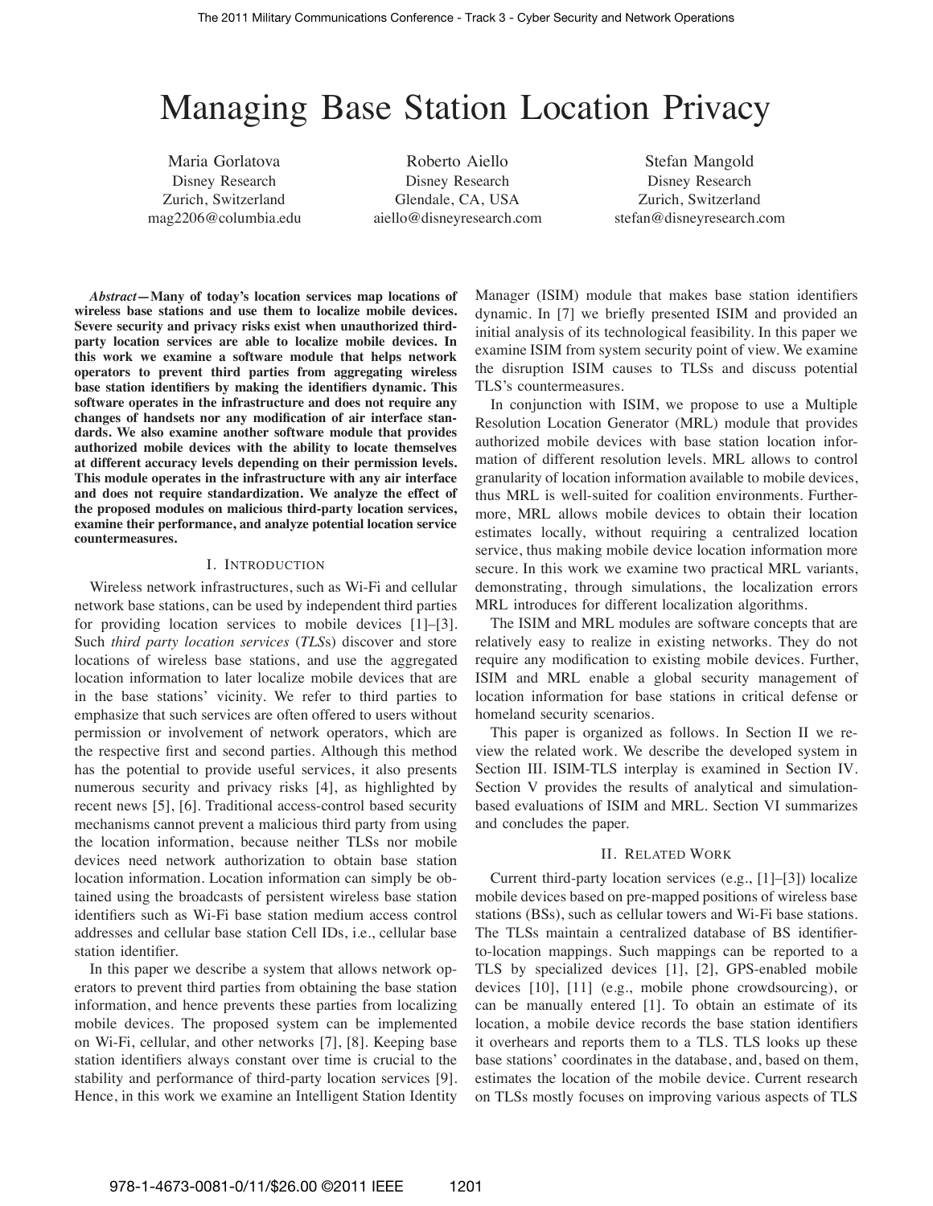# Managing Base Station Location Privacy

Maria Gorlatova
Disney Research
Zurich, Switzerland
mag2206@columbia.edu

Roberto Aiello
Disney Research
Glendale, CA, USA
aiello@disneyresearch.com

Stefan Mangold
Disney Research
Zurich, Switzerland
stefan@disneyresearch.com

***Abstract*—Many of today's location services map locations of wireless base stations and use them to localize mobile devices. Severe security and privacy risks exist when unauthorized third-party location services are able to localize mobile devices. In this work we examine a software module that helps network operators to prevent third parties from aggregating wireless base station identifiers by making the identifiers dynamic. This software operates in the infrastructure and does not require any changes of handsets nor any modification of air interface standards. We also examine another software module that provides authorized mobile devices with the ability to locate themselves at different accuracy levels depending on their permission levels. This module operates in the infrastructure with any air interface and does not require standardization. We analyze the effect of the proposed modules on malicious third-party location services, examine their performance, and analyze potential location service countermeasures.**

## I. Introduction

Wireless network infrastructures, such as Wi-Fi and cellular network base stations, can be used by independent third parties for providing location services to mobile devices [1]–[3]. Such *third party location services* (*TLS*s) discover and store locations of wireless base stations, and use the aggregated location information to later localize mobile devices that are in the base stations' vicinity. We refer to third parties to emphasize that such services are often offered to users without permission or involvement of network operators, which are the respective first and second parties. Although this method has the potential to provide useful services, it also presents numerous security and privacy risks [4], as highlighted by recent news [5], [6]. Traditional access-control based security mechanisms cannot prevent a malicious third party from using the location information, because neither TLSs nor mobile devices need network authorization to obtain base station location information. Location information can simply be obtained using the broadcasts of persistent wireless base station identifiers such as Wi-Fi base station medium access control addresses and cellular base station Cell IDs, i.e., cellular base station identifier.

In this paper we describe a system that allows network operators to prevent third parties from obtaining the base station information, and hence prevents these parties from localizing mobile devices. The proposed system can be implemented on Wi-Fi, cellular, and other networks [7], [8]. Keeping base station identifiers always constant over time is crucial to the stability and performance of third-party location services [9]. Hence, in this work we examine an Intelligent Station Identity Manager (ISIM) module that makes base station identifiers dynamic. In [7] we briefly presented ISIM and provided an initial analysis of its technological feasibility. In this paper we examine ISIM from system security point of view. We examine the disruption ISIM causes to TLSs and discuss potential TLS's countermeasures.

In conjunction with ISIM, we propose to use a Multiple Resolution Location Generator (MRL) module that provides authorized mobile devices with base station location information of different resolution levels. MRL allows to control granularity of location information available to mobile devices, thus MRL is well-suited for coalition environments. Furthermore, MRL allows mobile devices to obtain their location estimates locally, without requiring a centralized location service, thus making mobile device location information more secure. In this work we examine two practical MRL variants, demonstrating, through simulations, the localization errors MRL introduces for different localization algorithms.

The ISIM and MRL modules are software concepts that are relatively easy to realize in existing networks. They do not require any modification to existing mobile devices. Further, ISIM and MRL enable a global security management of location information for base stations in critical defense or homeland security scenarios.

This paper is organized as follows. In Section II we review the related work. We describe the developed system in Section III. ISIM-TLS interplay is examined in Section IV. Section V provides the results of analytical and simulation-based evaluations of ISIM and MRL. Section VI summarizes and concludes the paper.

## II. Related Work

Current third-party location services (e.g., [1]–[3]) localize mobile devices based on pre-mapped positions of wireless base stations (BSs), such as cellular towers and Wi-Fi base stations. The TLSs maintain a centralized database of BS identifier-to-location mappings. Such mappings can be reported to a TLS by specialized devices [1], [2], GPS-enabled mobile devices [10], [11] (e.g., mobile phone crowdsourcing), or can be manually entered [1]. To obtain an estimate of its location, a mobile device records the base station identifiers it overhears and reports them to a TLS. TLS looks up these base stations' coordinates in the database, and, based on them, estimates the location of the mobile device. Current research on TLSs mostly focuses on improving various aspects of TLS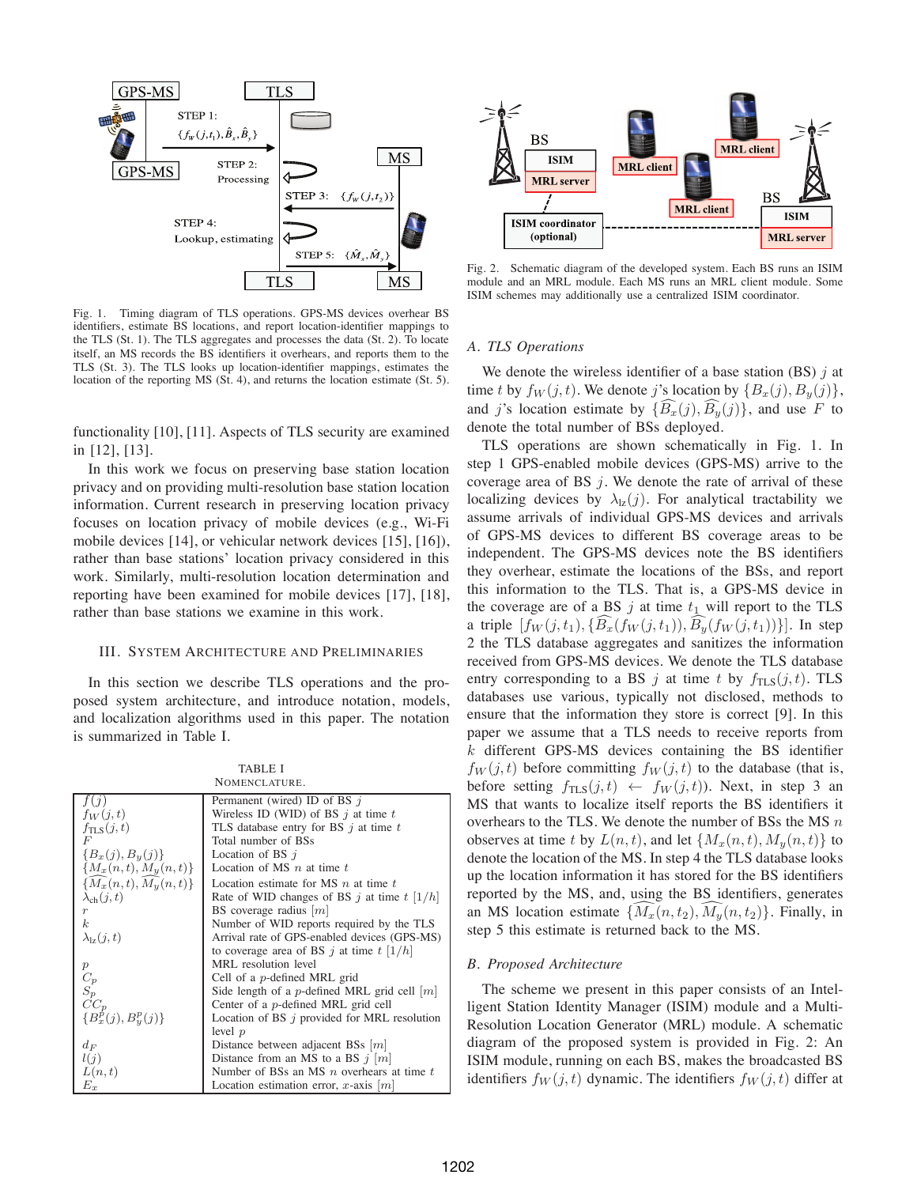Fig. 1. Timing diagram of TLS operations. GPS-MS devices overhear BS identifiers, estimate BS locations, and report location-identifier mappings to the TLS (St. 1). The TLS aggregates and processes the data (St. 2). To locate itself, an MS records the BS identifiers it overhears, and reports them to the TLS (St. 3). The TLS looks up location-identifier mappings, estimates the location of the reporting MS (St. 4), and returns the location estimate (St. 5).

Fig. 2. Schematic diagram of the developed system. Each BS runs an ISIM module and an MRL module. Each MS runs an MRL client module. Some ISIM schemes may additionally use a centralized ISIM coordinator.

functionality [10], [11]. Aspects of TLS security are examined in [12], [13].

In this work we focus on preserving base station location privacy and on providing multi-resolution base station location information. Current research in preserving location privacy focuses on location privacy of mobile devices (e.g., Wi-Fi mobile devices [14], or vehicular network devices [15], [16]), rather than base stations' location privacy considered in this work. Similarly, multi-resolution location determination and reporting have been examined for mobile devices [17], [18], rather than base stations we examine in this work.

## III. System Architecture and Preliminaries

In this section we describe TLS operations and the proposed system architecture, and introduce notation, models, and localization algorithms used in this paper. The notation is summarized in Table I.

TABLE I
NOMENCLATURE.

| | |
|---|---|
| $f(j)$ | Permanent (wired) ID of BS $j$ |
| $f_W(j,t)$ | Wireless ID (WID) of BS $j$ at time $t$ |
| $f_{\text{TLS}}(j,t)$ | TLS database entry for BS $j$ at time $t$ |
| $F$ | Total number of BSs |
| $\{B_x(j), B_y(j)\}$ | Location of BS $j$ |
| $\{M_x(n,t), M_y(n,t)\}$ | Location of MS $n$ at time $t$ |
| $\{\widehat{M_x}(n,t), \widehat{M_y}(n,t)\}$ | Location estimate for MS $n$ at time $t$ |
| $\lambda_{\text{ch}}(j,t)$ | Rate of WID changes of BS $j$ at time $t$ $[1/h]$ |
| $r$ | BS coverage radius $[m]$ |
| $k$ | Number of WID reports required by the TLS |
| $\lambda_{\text{lz}}(j,t)$ | Arrival rate of GPS-enabled devices (GPS-MS) to coverage area of BS $j$ at time $t$ $[1/h]$ |
| $p$ | MRL resolution level |
| $C_p$ | Cell of a $p$-defined MRL grid |
| $S_p$ | Side length of a $p$-defined MRL grid cell $[m]$ |
| $CC_p$ | Center of a $p$-defined MRL grid cell |
| $\{B_x^p(j), B_y^p(j)\}$ | Location of BS $j$ provided for MRL resolution level $p$ |
| $d_F$ | Distance between adjacent BSs $[m]$ |
| $l(j)$ | Distance from an MS to a BS $j$ $[m]$ |
| $L(n,t)$ | Number of BSs an MS $n$ overhears at time $t$ |
| $E_x$ | Location estimation error, $x$-axis $[m]$ |

### A. TLS Operations

We denote the wireless identifier of a base station (BS) $j$ at time $t$ by $f_W(j,t)$. We denote $j$'s location by $\{B_x(j), B_y(j)\}$, and $j$'s location estimate by $\{\widehat{B_x}(j), \widehat{B_y}(j)\}$, and use $F$ to denote the total number of BSs deployed.

TLS operations are shown schematically in Fig. 1. In step 1 GPS-enabled mobile devices (GPS-MS) arrive to the coverage area of BS $j$. We denote the rate of arrival of these localizing devices by $\lambda_{\text{lz}}(j)$. For analytical tractability we assume arrivals of individual GPS-MS devices and arrivals of GPS-MS devices to different BS coverage areas to be independent. The GPS-MS devices note the BS identifiers they overhear, estimate the locations of the BSs, and report this information to the TLS. That is, a GPS-MS device in the coverage are of a BS $j$ at time $t_1$ will report to the TLS a triple $[f_W(j,t_1), \{\widehat{B_x}(f_W(j,t_1)), \widehat{B_y}(f_W(j,t_1))\}]$. In step 2 the TLS database aggregates and sanitizes the information received from GPS-MS devices. We denote the TLS database entry corresponding to a BS $j$ at time $t$ by $f_{\text{TLS}}(j,t)$. TLS databases use various, typically not disclosed, methods to ensure that the information they store is correct [9]. In this paper we assume that a TLS needs to receive reports from $k$ different GPS-MS devices containing the BS identifier $f_W(j,t)$ before committing $f_W(j,t)$ to the database (that is, before setting $f_{\text{TLS}}(j,t) \leftarrow f_W(j,t)$). Next, in step 3 an MS that wants to localize itself reports the BS identifiers it overhears to the TLS. We denote the number of BSs the MS $n$ observes at time $t$ by $L(n,t)$, and let $\{M_x(n,t), M_y(n,t)\}$ to denote the location of the MS. In step 4 the TLS database looks up the location information it has stored for the BS identifiers reported by the MS, and, using the BS identifiers, generates an MS location estimate $\{\widehat{M_x}(n,t_2), \widehat{M_y}(n,t_2)\}$. Finally, in step 5 this estimate is returned back to the MS.

### B. Proposed Architecture

The scheme we present in this paper consists of an Intelligent Station Identity Manager (ISIM) module and a Multi-Resolution Location Generator (MRL) module. A schematic diagram of the proposed system is provided in Fig. 2: An ISIM module, running on each BS, makes the broadcasted BS identifiers $f_W(j,t)$ dynamic. The identifiers $f_W(j,t)$ differ at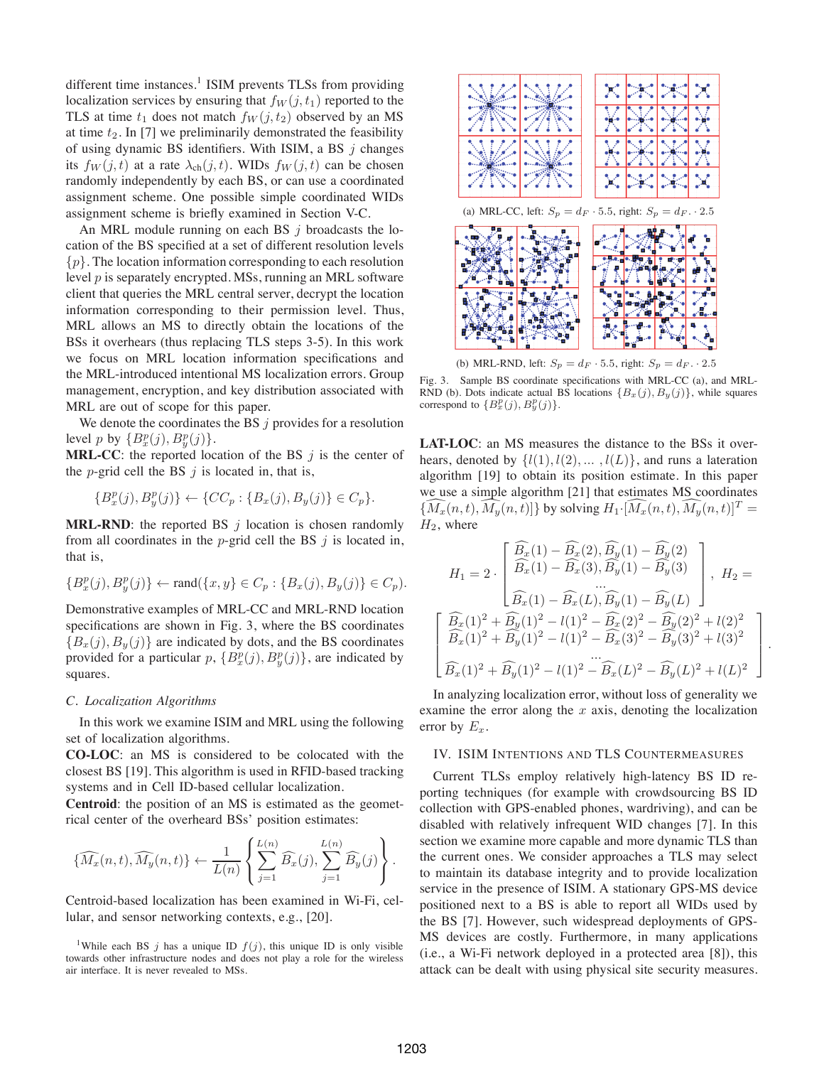different time instances.[1] ISIM prevents TLSs from providing localization services by ensuring that $f_W(j,t_1)$ reported to the TLS at time $t_1$ does not match $f_W(j,t_2)$ observed by an MS at time $t_2$. In [7] we preliminarily demonstrated the feasibility of using dynamic BS identifiers. With ISIM, a BS $j$ changes its $f_W(j,t)$ at a rate $\lambda_{\text{ch}}(j,t)$. WIDs $f_W(j,t)$ can be chosen randomly independently by each BS, or can use a coordinated assignment scheme. One possible simple coordinated WIDs assignment scheme is briefly examined in Section V-C.

An MRL module running on each BS $j$ broadcasts the location of the BS specified at a set of different resolution levels $\{p\}$. The location information corresponding to each resolution level $p$ is separately encrypted. MSs, running an MRL software client that queries the MRL central server, decrypt the location information corresponding to their permission level. Thus, MRL allows an MS to directly obtain the locations of the BSs it overhears (thus replacing TLS steps 3-5). In this work we focus on MRL location information specifications and the MRL-introduced intentional MS localization errors. Group management, encryption, and key distribution associated with MRL are out of scope for this paper.

We denote the coordinates the BS $j$ provides for a resolution level $p$ by $\{B_x^p(j), B_y^p(j)\}$.

**MRL-CC**: the reported location of the BS $j$ is the center of the $p$-grid cell the BS $j$ is located in, that is,

$$\{B_x^p(j), B_y^p(j)\} \leftarrow \{CC_p : \{B_x(j), B_y(j)\} \in C_p\}.$$

**MRL-RND**: the reported BS $j$ location is chosen randomly from all coordinates in the $p$-grid cell the BS $j$ is located in, that is,

$$\{B_x^p(j), B_y^p(j)\} \leftarrow \text{rand}(\{x,y\} \in C_p : \{B_x(j), B_y(j)\} \in C_p).$$

Demonstrative examples of MRL-CC and MRL-RND location specifications are shown in Fig. 3, where the BS coordinates $\{B_x(j), B_y(j)\}$ are indicated by dots, and the BS coordinates provided for a particular $p$, $\{B_x^p(j), B_y^p(j)\}$, are indicated by squares.

### C. Localization Algorithms

In this work we examine ISIM and MRL using the following set of localization algorithms.

**CO-LOC**: an MS is considered to be colocated with the closest BS [19]. This algorithm is used in RFID-based tracking systems and in Cell ID-based cellular localization.

**Centroid**: the position of an MS is estimated as the geometrical center of the overheard BSs' position estimates:

$$\{\widehat{M_x}(n,t), \widehat{M_y}(n,t)\} \leftarrow \frac{1}{L(n)} \left\{ \sum_{j=1}^{L(n)} \widehat{B_x}(j), \sum_{j=1}^{L(n)} \widehat{B_y}(j) \right\}.$$

Centroid-based localization has been examined in Wi-Fi, cellular, and sensor networking contexts, e.g., [20].

[1] While each BS $j$ has a unique ID $f(j)$, this unique ID is only visible towards other infrastructure nodes and does not play a role for the wireless air interface. It is never revealed to MSs.

(a) MRL-CC, left: $S_p = d_F \cdot 5.5$, right: $S_p = d_F \cdot 2.5$

(b) MRL-RND, left: $S_p = d_F \cdot 5.5$, right: $S_p = d_F \cdot 2.5$

Fig. 3. Sample BS coordinate specifications with MRL-CC (a), and MRL-RND (b). Dots indicate actual BS locations $\{B_x(j), B_y(j)\}$, while squares correspond to $\{B_x^p(j), B_y^p(j)\}$.

**LAT-LOC**: an MS measures the distance to the BSs it overhears, denoted by $\{l(1), l(2), \ldots, l(L)\}$, and runs a lateration algorithm [19] to obtain its position estimate. In this paper we use a simple algorithm [21] that estimates MS coordinates $\{\widehat{M_x}(n,t), \widehat{M_y}(n,t)\}$ by solving $H_1 \cdot [\widehat{M_x}(n,t), \widehat{M_y}(n,t)]^T = H_2$, where

$$H_1 = 2 \cdot \begin{bmatrix} \widehat{B_x}(1) - \widehat{B_x}(2), \widehat{B_y}(1) - \widehat{B_y}(2) \\ \widehat{B_x}(1) - \widehat{B_x}(3), \widehat{B_y}(1) - \widehat{B_y}(3) \\ \ldots \\ \widehat{B_x}(1) - \widehat{B_x}(L), \widehat{B_y}(1) - \widehat{B_y}(L) \end{bmatrix}, \; H_2 =$$

$$\begin{bmatrix} \widehat{B_x}(1)^2 + \widehat{B_y}(1)^2 - l(1)^2 - \widehat{B_x}(2)^2 - \widehat{B_y}(2)^2 + l(2)^2 \\ \widehat{B_x}(1)^2 + \widehat{B_y}(1)^2 - l(1)^2 - \widehat{B_x}(3)^2 - \widehat{B_y}(3)^2 + l(3)^2 \\ \ldots \\ \widehat{B_x}(1)^2 + \widehat{B_y}(1)^2 - l(1)^2 - \widehat{B_x}(L)^2 - \widehat{B_y}(L)^2 + l(L)^2 \end{bmatrix}.$$

In analyzing localization error, without loss of generality we examine the error along the $x$ axis, denoting the localization error by $E_x$.

## IV. ISIM Intentions and TLS Countermeasures

Current TLSs employ relatively high-latency BS ID reporting techniques (for example with crowdsourcing BS ID collection with GPS-enabled phones, wardriving), and can be disabled with relatively infrequent WID changes [7]. In this section we examine more capable and more dynamic TLS than the current ones. We consider approaches a TLS may select to maintain its database integrity and to provide localization service in the presence of ISIM. A stationary GPS-MS device positioned next to a BS is able to report all WIDs used by the BS [7]. However, such widespread deployments of GPS-MS devices are costly. Furthermore, in many applications (i.e., a Wi-Fi network deployed in a protected area [8]), this attack can be dealt with using physical site security measures.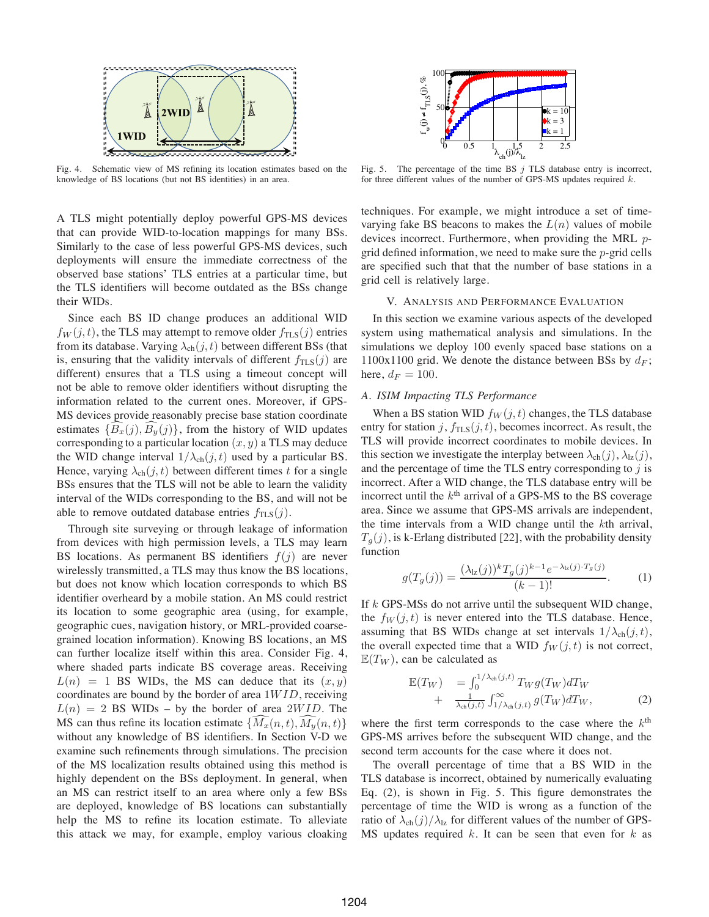Fig. 4. Schematic view of MS refining its location estimates based on the knowledge of BS locations (but not BS identities) in an area.

Fig. 5. The percentage of the time BS $j$ TLS database entry is incorrect, for three different values of the number of GPS-MS updates required $k$.

A TLS might potentially deploy powerful GPS-MS devices that can provide WID-to-location mappings for many BSs. Similarly to the case of less powerful GPS-MS devices, such deployments will ensure the immediate correctness of the observed base stations' TLS entries at a particular time, but the TLS identifiers will become outdated as the BSs change their WIDs.

Since each BS ID change produces an additional WID $f_W(j,t)$, the TLS may attempt to remove older $f_{\text{TLS}}(j)$ entries from its database. Varying $\lambda_{\text{ch}}(j,t)$ between different BSs (that is, ensuring that the validity intervals of different $f_{\text{TLS}}(j)$ are different) ensures that a TLS using a timeout concept will not be able to remove older identifiers without disrupting the information related to the current ones. Moreover, if GPS-MS devices provide reasonably precise base station coordinate estimates $\{\widehat{B_x}(j), \widehat{B_y}(j)\}$, from the history of WID updates corresponding to a particular location $(x,y)$ a TLS may deduce the WID change interval $1/\lambda_{\text{ch}}(j,t)$ used by a particular BS. Hence, varying $\lambda_{\text{ch}}(j,t)$ between different times $t$ for a single BSs ensures that the TLS will not be able to learn the validity interval of the WIDs corresponding to the BS, and will not be able to remove outdated database entries $f_{\text{TLS}}(j)$.

Through site surveying or through leakage of information from devices with high permission levels, a TLS may learn BS locations. As permanent BS identifiers $f(j)$ are never wirelessly transmitted, a TLS may thus know the BS locations, but does not know which location corresponds to which BS identifier overheard by a mobile station. An MS could restrict its location to some geographic area (using, for example, geographic cues, navigation history, or MRL-provided coarse-grained location information). Knowing BS locations, an MS can further localize itself within this area. Consider Fig. 4, where shaded parts indicate BS coverage areas. Receiving $L(n) = 1$ BS WIDs, the MS can deduce that its $(x,y)$ coordinates are bound by the border of area $1WID$, receiving $L(n) = 2$ BS WIDs – by the border of area $2WID$. The MS can thus refine its location estimate $\{\widehat{M_x}(n,t), \widehat{M_y}(n,t)\}$ without any knowledge of BS identifiers. In Section V-D we examine such refinements through simulations. The precision of the MS localization results obtained using this method is highly dependent on the BSs deployment. In general, when an MS can restrict itself to an area where only a few BSs are deployed, knowledge of BS locations can substantially help the MS to refine its location estimate. To alleviate this attack we may, for example, employ various cloaking techniques. For example, we might introduce a set of time-varying fake BS beacons to makes the $L(n)$ values of mobile devices incorrect. Furthermore, when providing the MRL $p$-grid defined information, we need to make sure the $p$-grid cells are specified such that that the number of base stations in a grid cell is relatively large.

## V. Analysis and Performance Evaluation

In this section we examine various aspects of the developed system using mathematical analysis and simulations. In the simulations we deploy 100 evenly spaced base stations on a 1100x1100 grid. We denote the distance between BSs by $d_F$; here, $d_F = 100$.

### A. ISIM Impacting TLS Performance

When a BS station WID $f_W(j,t)$ changes, the TLS database entry for station $j$, $f_{\text{TLS}}(j,t)$, becomes incorrect. As result, the TLS will provide incorrect coordinates to mobile devices. In this section we investigate the interplay between $\lambda_{\text{ch}}(j)$, $\lambda_{\text{lz}}(j)$, and the percentage of time the TLS entry corresponding to $j$ is incorrect. After a WID change, the TLS database entry will be incorrect until the $k^{\text{th}}$ arrival of a GPS-MS to the BS coverage area. Since we assume that GPS-MS arrivals are independent, the time intervals from a WID change until the $k$th arrival, $T_g(j)$, is k-Erlang distributed [22], with the probability density function

$$g(T_g(j)) = \frac{(\lambda_{\text{lz}}(j))^k T_g(j)^{k-1} e^{-\lambda_{\text{lz}}(j) \cdot T_g(j)}}{(k-1)!}. \quad (1)$$

If $k$ GPS-MSs do not arrive until the subsequent WID change, the $f_W(j,t)$ is never entered into the TLS database. Hence, assuming that BS WIDs change at set intervals $1/\lambda_{\text{ch}}(j,t)$, the overall expected time that a WID $f_W(j,t)$ is not correct, $\mathbb{E}(T_W)$, can be calculated as

$$\begin{aligned} \mathbb{E}(T_W) &= \int_0^{1/\lambda_{\text{ch}}(j,t)} T_W g(T_W) dT_W \\ &+ \frac{1}{\lambda_{\text{ch}}(j,t)} \int_{1/\lambda_{\text{ch}}(j,t)}^{\infty} g(T_W) dT_W, \end{aligned} \quad (2)$$

where the first term corresponds to the case where the $k^{\text{th}}$ GPS-MS arrives before the subsequent WID change, and the second term accounts for the case where it does not.

The overall percentage of time that a BS WID in the TLS database is incorrect, obtained by numerically evaluating Eq. (2), is shown in Fig. 5. This figure demonstrates the percentage of time the WID is wrong as a function of the ratio of $\lambda_{\text{ch}}(j)/\lambda_{\text{lz}}$ for different values of the number of GPS-MS updates required $k$. It can be seen that even for $k$ as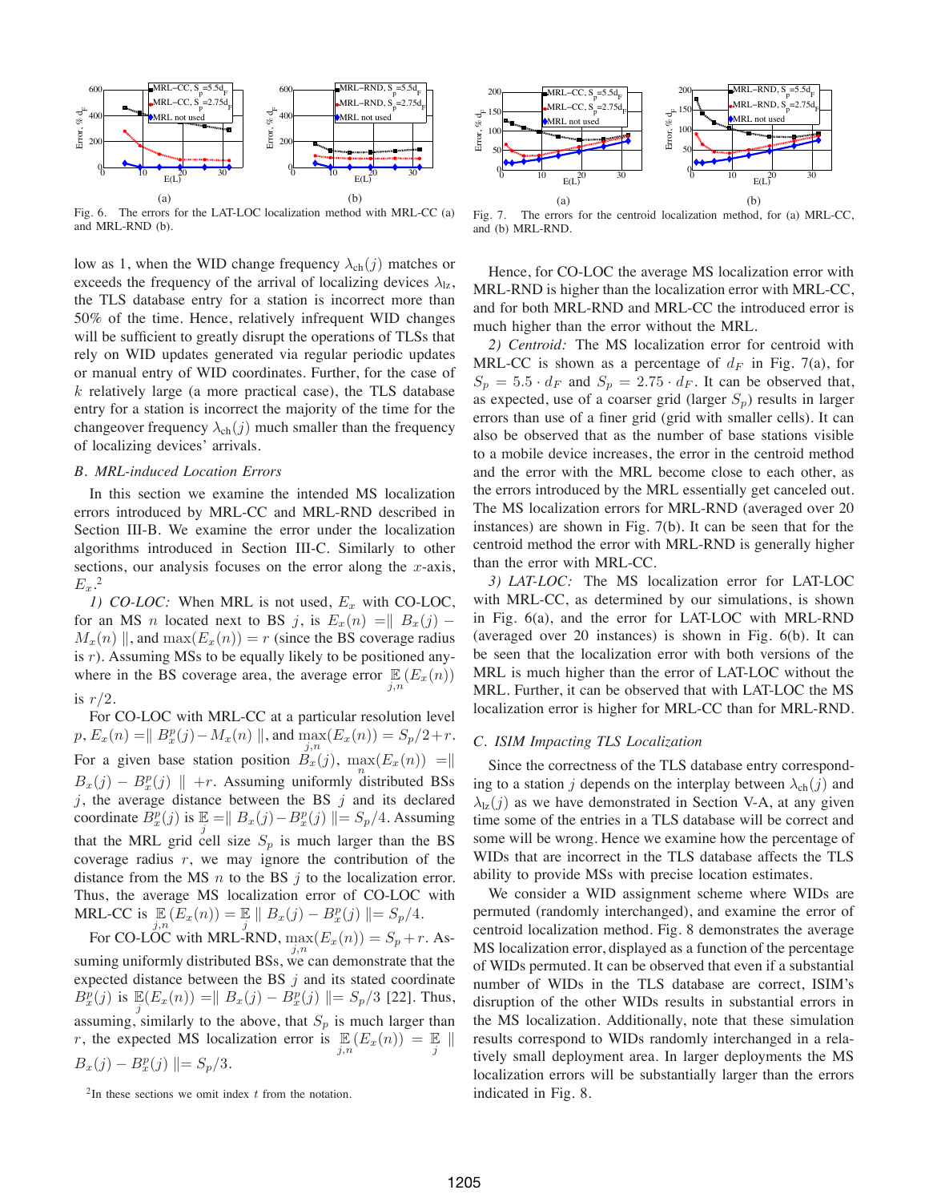Fig. 6. The errors for the LAT-LOC localization method with MRL-CC (a) and MRL-RND (b).

Fig. 7. The errors for the centroid localization method, for (a) MRL-CC, and (b) MRL-RND.

low as 1, when the WID change frequency $\lambda_{\text{ch}}(j)$ matches or exceeds the frequency of the arrival of localizing devices $\lambda_{\text{lz}}$, the TLS database entry for a station is incorrect more than 50% of the time. Hence, relatively infrequent WID changes will be sufficient to greatly disrupt the operations of TLSs that rely on WID updates generated via regular periodic updates or manual entry of WID coordinates. Further, for the case of $k$ relatively large (a more practical case), the TLS database entry for a station is incorrect the majority of the time for the changeover frequency $\lambda_{\text{ch}}(j)$ much smaller than the frequency of localizing devices' arrivals.

### B. MRL-induced Location Errors

In this section we examine the intended MS localization errors introduced by MRL-CC and MRL-RND described in Section III-B. We examine the error under the localization algorithms introduced in Section III-C. Similarly to other sections, our analysis focuses on the error along the $x$-axis, $E_x$.[2]

*1) CO-LOC:* When MRL is not used, $E_x$ with CO-LOC, for an MS $n$ located next to BS $j$, is $E_x(n) = \| B_x(j) - M_x(n) \|$, and $\max(E_x(n)) = r$ (since the BS coverage radius is $r$). Assuming MSs to be equally likely to be positioned anywhere in the BS coverage area, the average error $\mathop{\mathbb{E}}_{j,n}(E_x(n))$ is $r/2$.

For CO-LOC with MRL-CC at a particular resolution level $p$, $E_x(n) = \| B_x^p(j) - M_x(n) \|$, and $\max_{j,n}(E_x(n)) = S_p/2 + r$. For a given base station position $B_x(j)$, $\max_n(E_x(n)) = \| B_x(j) - B_x^p(j) \| + r$. Assuming uniformly distributed BSs $j$, the average distance between the BS $j$ and its declared coordinate $B_x^p(j)$ is $\mathop{\mathbb{E}}_j = \| B_x(j) - B_x^p(j) \| = S_p/4$. Assuming that the MRL grid cell size $S_p$ is much larger than the BS coverage radius $r$, we may ignore the contribution of the distance from the MS $n$ to the BS $j$ to the localization error. Thus, the average MS localization error of CO-LOC with MRL-CC is $\mathop{\mathbb{E}}_{j,n}(E_x(n)) = \mathop{\mathbb{E}}_j \| B_x(j) - B_x^p(j) \| = S_p/4$.

For CO-LOC with MRL-RND, $\max_{j,n}(E_x(n)) = S_p + r$. Assuming uniformly distributed BSs, we can demonstrate that the expected distance between the BS $j$ and its stated coordinate $B_x^p(j)$ is $\mathop{\mathbb{E}}_j(E_x(n)) = \| B_x(j) - B_x^p(j) \| = S_p/3$ [22]. Thus, assuming, similarly to the above, that $S_p$ is much larger than $r$, the expected MS localization error is $\mathop{\mathbb{E}}_{j,n}(E_x(n)) = \mathop{\mathbb{E}}_j \| B_x(j) - B_x^p(j) \| = S_p/3$.

[2]In these sections we omit index $t$ from the notation.

Hence, for CO-LOC the average MS localization error with MRL-RND is higher than the localization error with MRL-CC, and for both MRL-RND and MRL-CC the introduced error is much higher than the error without the MRL.

*2) Centroid:* The MS localization error for centroid with MRL-CC is shown as a percentage of $d_F$ in Fig. 7(a), for $S_p = 5.5 \cdot d_F$ and $S_p = 2.75 \cdot d_F$. It can be observed that, as expected, use of a coarser grid (larger $S_p$) results in larger errors than use of a finer grid (grid with smaller cells). It can also be observed that as the number of base stations visible to a mobile device increases, the error in the centroid method and the error with the MRL become close to each other, as the errors introduced by the MRL essentially get canceled out. The MS localization errors for MRL-RND (averaged over 20 instances) are shown in Fig. 7(b). It can be seen that for the centroid method the error with MRL-RND is generally higher than the error with MRL-CC.

*3) LAT-LOC:* The MS localization error for LAT-LOC with MRL-CC, as determined by our simulations, is shown in Fig. 6(a), and the error for LAT-LOC with MRL-RND (averaged over 20 instances) is shown in Fig. 6(b). It can be seen that the localization error with both versions of the MRL is much higher than the error of LAT-LOC without the MRL. Further, it can be observed that with LAT-LOC the MS localization error is higher for MRL-CC than for MRL-RND.

### C. ISIM Impacting TLS Localization

Since the correctness of the TLS database entry corresponding to a station $j$ depends on the interplay between $\lambda_{\text{ch}}(j)$ and $\lambda_{\text{lz}}(j)$ as we have demonstrated in Section V-A, at any given time some of the entries in a TLS database will be correct and some will be wrong. Hence we examine how the percentage of WIDs that are incorrect in the TLS database affects the TLS ability to provide MSs with precise location estimates.

We consider a WID assignment scheme where WIDs are permuted (randomly interchanged), and examine the error of centroid localization method. Fig. 8 demonstrates the average MS localization error, displayed as a function of the percentage of WIDs permuted. It can be observed that even if a substantial number of WIDs in the TLS database are correct, ISIM's disruption of the other WIDs results in substantial errors in the MS localization. Additionally, note that these simulation results correspond to WIDs randomly interchanged in a relatively small deployment area. In larger deployments the MS localization errors will be substantially larger than the errors indicated in Fig. 8.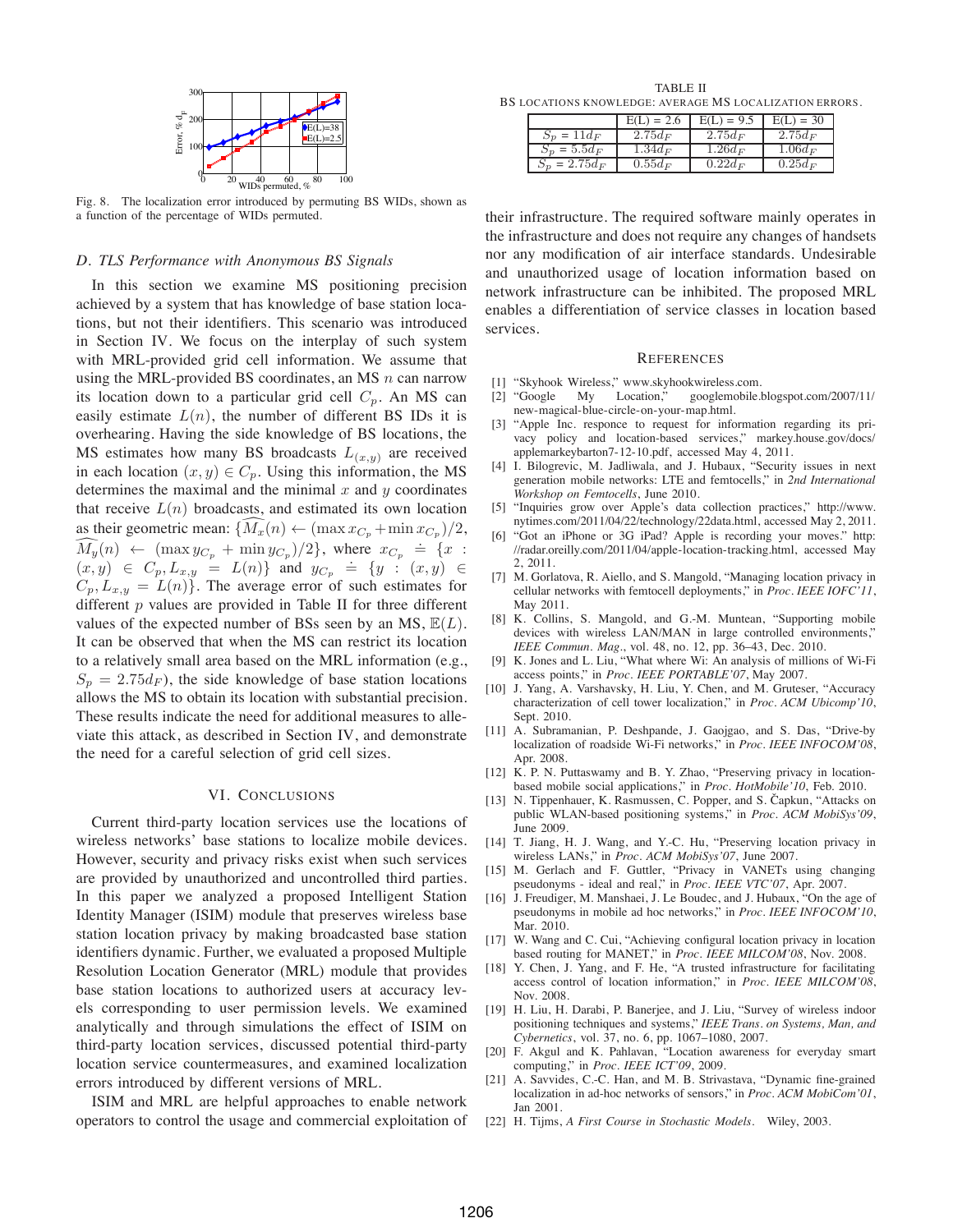300

200

Error, % $d_F$

100

0

0 20 40 60 80 100

WIDs permuted, %

E(L)=38

E(L)=2.5

Fig. 8. The localization error introduced by permuting BS WIDs, shown as a function of the percentage of WIDs permuted.

### D. TLS Performance with Anonymous BS Signals

In this section we examine MS positioning precision achieved by a system that has knowledge of base station locations, but not their identifiers. This scenario was introduced in Section IV. We focus on the interplay of such system with MRL-provided grid cell information. We assume that using the MRL-provided BS coordinates, an MS $n$ can narrow its location down to a particular grid cell $C_p$. An MS can easily estimate $L(n)$, the number of different BS IDs it is overhearing. Having the side knowledge of BS locations, the MS estimates how many BS broadcasts $L_{(x,y)}$ are received in each location $(x, y) \in C_p$. Using this information, the MS determines the maximal and the minimal $x$ and $y$ coordinates that receive $L(n)$ broadcasts, and estimated its own location as their geometric mean: $\{\widehat{M_x}(n) \leftarrow (\max x_{C_p} + \min x_{C_p})/2, \widehat{M_y}(n) \leftarrow (\max y_{C_p} + \min y_{C_p})/2\}$, where $x_{C_p} \doteq \{x : (x, y) \in C_p, L_{x,y} = L(n)\}$ and $y_{C_p} \doteq \{y : (x, y) \in C_p, L_{x,y} = L(n)\}$. The average error of such estimates for different $p$ values are provided in Table II for three different values of the expected number of BSs seen by an MS, $\mathbb{E}(L)$. It can be observed that when the MS can restrict its location to a relatively small area based on the MRL information (e.g., $S_p = 2.75d_F$), the side knowledge of base station locations allows the MS to obtain its location with substantial precision. These results indicate the need for additional measures to alleviate this attack, as described in Section IV, and demonstrate the need for a careful selection of grid cell sizes.

## VI. Conclusions

Current third-party location services use the locations of wireless networks' base stations to localize mobile devices. However, security and privacy risks exist when such services are provided by unauthorized and uncontrolled third parties. In this paper we analyzed a proposed Intelligent Station Identity Manager (ISIM) module that preserves wireless base station location privacy by making broadcasted base station identifiers dynamic. Further, we evaluated a proposed Multiple Resolution Location Generator (MRL) module that provides base station locations to authorized users at accuracy levels corresponding to user permission levels. We examined analytically and through simulations the effect of ISIM on third-party location services, discussed potential third-party location service countermeasures, and examined localization errors introduced by different versions of MRL.

ISIM and MRL are helpful approaches to enable network operators to control the usage and commercial exploitation of their infrastructure. The required software mainly operates in the infrastructure and does not require any changes of handsets nor any modification of air interface standards. Undesirable and unauthorized usage of location information based on network infrastructure can be inhibited. The proposed MRL enables a differentiation of service classes in location based services.

TABLE II
BS locations knowledge: average MS localization errors.

| | E(L) = 2.6 | E(L) = 9.5 | E(L) = 30 |
|---|---|---|---|
| $S_p = 11d_F$ | $2.75d_F$ | $2.75d_F$ | $2.75d_F$ |
| $S_p = 5.5d_F$ | $1.34d_F$ | $1.26d_F$ | $1.06d_F$ |
| $S_p = 2.75d_F$ | $0.55d_F$ | $0.22d_F$ | $0.25d_F$ |

## References

[1] "Skyhook Wireless," www.skyhookwireless.com.

[2] "Google My Location," googlemobile.blogspot.com/2007/11/new-magical-blue-circle-on-your-map.html.

[3] "Apple Inc. responce to request for information regarding its privacy policy and location-based services," markey.house.gov/docs/applemarkeybarton7-12-10.pdf, accessed May 4, 2011.

[4] I. Bilogrevic, M. Jadliwala, and J. Hubaux, "Security issues in next generation mobile networks: LTE and femtocells," in *2nd International Workshop on Femtocells*, June 2010.

[5] "Inquiries grow over Apple's data collection practices," http://www.nytimes.com/2011/04/22/technology/22data.html, accessed May 2, 2011.

[6] "Got an iPhone or 3G iPad? Apple is recording your moves." http://radar.oreilly.com/2011/04/apple-location-tracking.html, accessed May 2, 2011.

[7] M. Gorlatova, R. Aiello, and S. Mangold, "Managing location privacy in cellular networks with femtocell deployments," in *Proc. IEEE IOFC'11*, May 2011.

[8] K. Collins, S. Mangold, and G.-M. Muntean, "Supporting mobile devices with wireless LAN/MAN in large controlled environments," *IEEE Commun. Mag.*, vol. 48, no. 12, pp. 36–43, Dec. 2010.

[9] K. Jones and L. Liu, "What where Wi: An analysis of millions of Wi-Fi access points," in *Proc. IEEE PORTABLE'07*, May 2007.

[10] J. Yang, A. Varshavsky, H. Liu, Y. Chen, and M. Gruteser, "Accuracy characterization of cell tower localization," in *Proc. ACM Ubicomp'10*, Sept. 2010.

[11] A. Subramanian, P. Deshpande, J. Gaojgao, and S. Das, "Drive-by localization of roadside Wi-Fi networks," in *Proc. IEEE INFOCOM'08*, Apr. 2008.

[12] K. P. N. Puttaswamy and B. Y. Zhao, "Preserving privacy in location-based mobile social applications," in *Proc. HotMobile'10*, Feb. 2010.

[13] N. Tippenhauer, K. Rasmussen, C. Popper, and S. Čapkun, "Attacks on public WLAN-based positioning systems," in *Proc. ACM MobiSys'09*, June 2009.

[14] T. Jiang, H. J. Wang, and Y.-C. Hu, "Preserving location privacy in wireless LANs," in *Proc. ACM MobiSys'07*, June 2007.

[15] M. Gerlach and F. Guttler, "Privacy in VANETs using changing pseudonyms - ideal and real," in *Proc. IEEE VTC'07*, Apr. 2007.

[16] J. Freudiger, M. Manshaei, J. Le Boudec, and J. Hubaux, "On the age of pseudonyms in mobile ad hoc networks," in *Proc. IEEE INFOCOM'10*, Mar. 2010.

[17] W. Wang and C. Cui, "Achieving configural location privacy in location based routing for MANET," in *Proc. IEEE MILCOM'08*, Nov. 2008.

[18] Y. Chen, J. Yang, and F. He, "A trusted infrastructure for facilitating access control of location information," in *Proc. IEEE MILCOM'08*, Nov. 2008.

[19] H. Liu, H. Darabi, P. Banerjee, and J. Liu, "Survey of wireless indoor positioning techniques and systems," *IEEE Trans. on Systems, Man, and Cybernetics*, vol. 37, no. 6, pp. 1067–1080, 2007.

[20] F. Akgul and K. Pahlavan, "Location awareness for everyday smart computing," in *Proc. IEEE ICT'09*, 2009.

[21] A. Savvides, C.-C. Han, and M. B. Strivastava, "Dynamic fine-grained localization in ad-hoc networks of sensors," in *Proc. ACM MobiCom'01*, Jan 2001.

[22] H. Tijms, *A First Course in Stochastic Models*. Wiley, 2003.